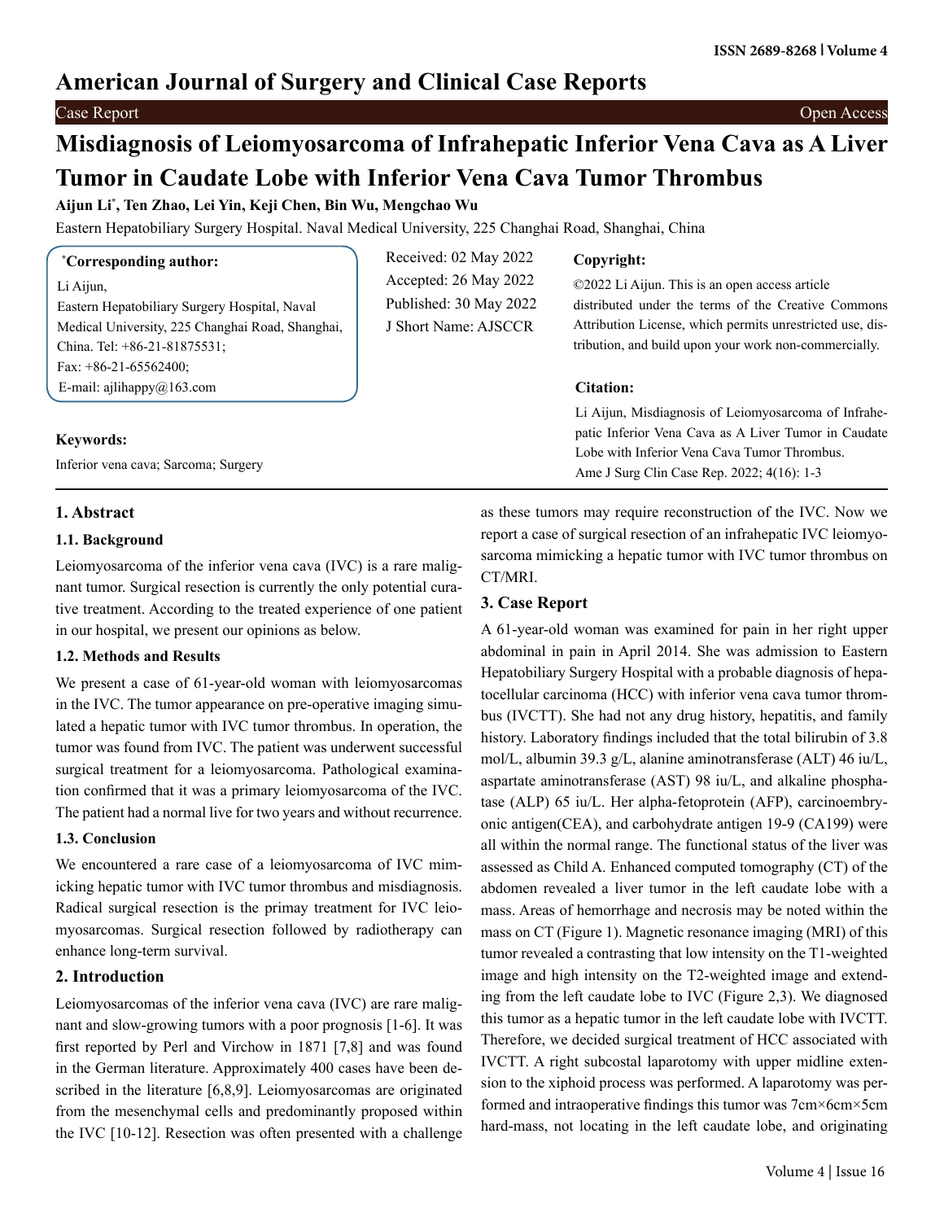# American Journal of Surgery and Clinical Case Reports

Case Report

Open Access

# Misdiagnosis of Leiomyosarcoma of Infrahepatic Inferior Vena Cava as A Liver Tumor in Caudate Lobe with Inferior Vena Cava Tumor Thrombus

**Aijun Li*, Ten Zhao, Lei Yin, Keji Chen, Bin Wu, Mengchao Wu**

Eastern Hepatobiliary Surgery Hospital. Naval Medical University, 225 Changhai Road, Shanghai, China

**\*Corresponding author:**

Li Aijun,
Eastern Hepatobiliary Surgery Hospital, Naval Medical University, 225 Changhai Road, Shanghai, China. Tel: +86-21-81875531;
Fax: +86-21-65562400;
E-mail: ajlihappy@163.com

Received: 02 May 2022
Accepted: 26 May 2022
Published: 30 May 2022
J Short Name: AJSCCR

**Copyright:**

©2022 Li Aijun. This is an open access article distributed under the terms of the Creative Commons Attribution License, which permits unrestricted use, distribution, and build upon your work non-commercially.

**Citation:**

Li Aijun, Misdiagnosis of Leiomyosarcoma of Infrahepatic Inferior Vena Cava as A Liver Tumor in Caudate Lobe with Inferior Vena Cava Tumor Thrombus. Ame J Surg Clin Case Rep. 2022; 4(16): 1-3

**Keywords:**

Inferior vena cava; Sarcoma; Surgery

## 1. Abstract

### 1.1. Background

Leiomyosarcoma of the inferior vena cava (IVC) is a rare malignant tumor. Surgical resection is currently the only potential curative treatment. According to the treated experience of one patient in our hospital, we present our opinions as below.

### 1.2. Methods and Results

We present a case of 61-year-old woman with leiomyosarcomas in the IVC. The tumor appearance on pre-operative imaging simulated a hepatic tumor with IVC tumor thrombus. In operation, the tumor was found from IVC. The patient was underwent successful surgical treatment for a leiomyosarcoma. Pathological examination confirmed that it was a primary leiomyosarcoma of the IVC. The patient had a normal live for two years and without recurrence.

### 1.3. Conclusion

We encountered a rare case of a leiomyosarcoma of IVC mimicking hepatic tumor with IVC tumor thrombus and misdiagnosis. Radical surgical resection is the primay treatment for IVC leiomyosarcomas. Surgical resection followed by radiotherapy can enhance long-term survival.

## 2. Introduction

Leiomyosarcomas of the inferior vena cava (IVC) are rare malignant and slow-growing tumors with a poor prognosis [1-6]. It was first reported by Perl and Virchow in 1871 [7,8] and was found in the German literature. Approximately 400 cases have been described in the literature [6,8,9]. Leiomyosarcomas are originated from the mesenchymal cells and predominantly proposed within the IVC [10-12]. Resection was often presented with a challenge as these tumors may require reconstruction of the IVC. Now we report a case of surgical resection of an infrahepatic IVC leiomyosarcoma mimicking a hepatic tumor with IVC tumor thrombus on CT/MRI.

## 3. Case Report

A 61-year-old woman was examined for pain in her right upper abdominal in pain in April 2014. She was admission to Eastern Hepatobiliary Surgery Hospital with a probable diagnosis of hepatocellular carcinoma (HCC) with inferior vena cava tumor thrombus (IVCTT). She had not any drug history, hepatitis, and family history. Laboratory findings included that the total bilirubin of 3.8 mol/L, albumin 39.3 g/L, alanine aminotransferase (ALT) 46 iu/L, aspartate aminotransferase (AST) 98 iu/L, and alkaline phosphatase (ALP) 65 iu/L. Her alpha-fetoprotein (AFP), carcinoembryonic antigen(CEA), and carbohydrate antigen 19-9 (CA199) were all within the normal range. The functional status of the liver was assessed as Child A. Enhanced computed tomography (CT) of the abdomen revealed a liver tumor in the left caudate lobe with a mass. Areas of hemorrhage and necrosis may be noted within the mass on CT (Figure 1). Magnetic resonance imaging (MRI) of this tumor revealed a contrasting that low intensity on the T1-weighted image and high intensity on the T2-weighted image and extending from the left caudate lobe to IVC (Figure 2,3). We diagnosed this tumor as a hepatic tumor in the left caudate lobe with IVCTT. Therefore, we decided surgical treatment of HCC associated with IVCTT. A right subcostal laparotomy with upper midline extension to the xiphoid process was performed. A laparotomy was performed and intraoperative findings this tumor was 7cm×6cm×5cm hard-mass, not locating in the left caudate lobe, and originating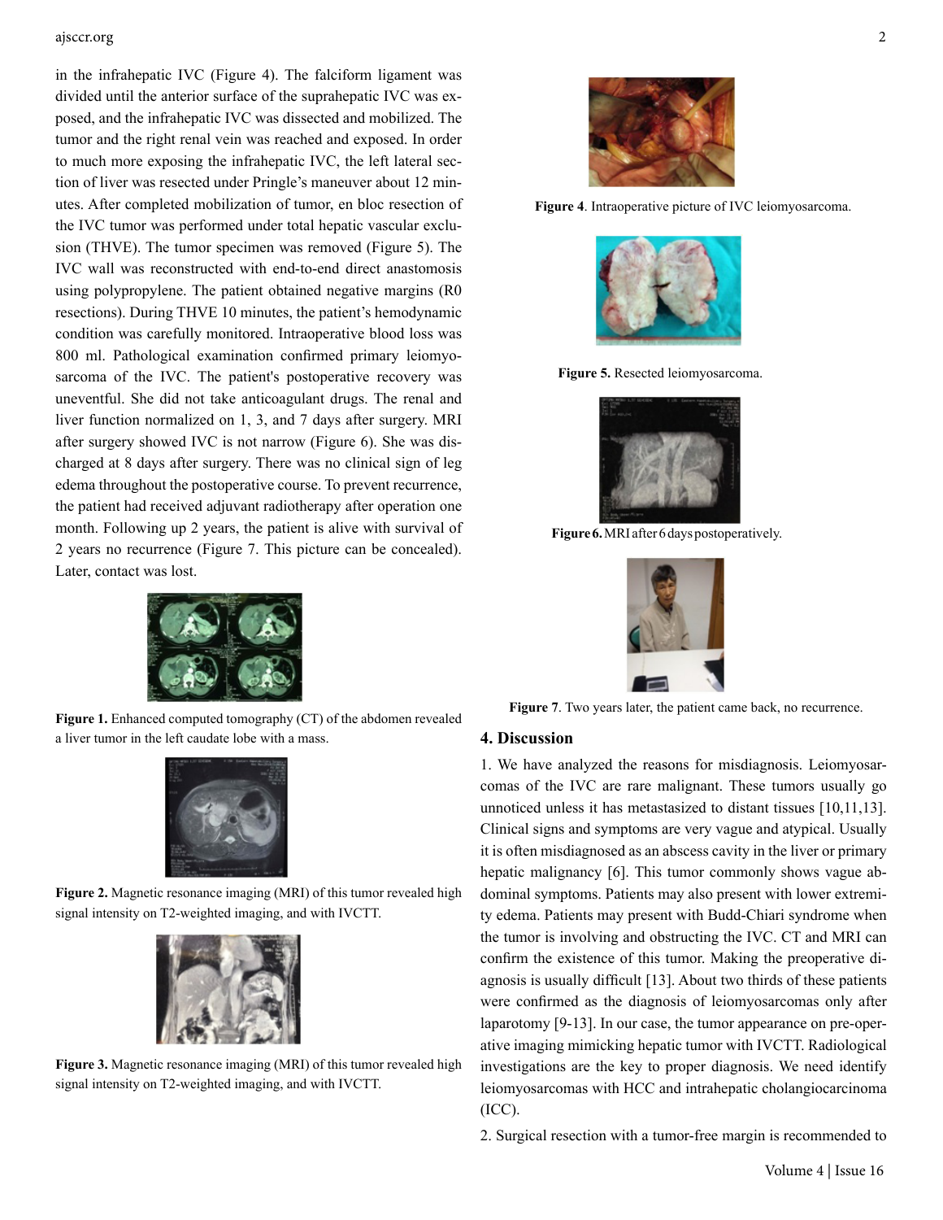in the infrahepatic IVC (Figure 4). The falciform ligament was divided until the anterior surface of the suprahepatic IVC was exposed, and the infrahepatic IVC was dissected and mobilized. The tumor and the right renal vein was reached and exposed. In order to much more exposing the infrahepatic IVC, the left lateral section of liver was resected under Pringle's maneuver about 12 minutes. After completed mobilization of tumor, en bloc resection of the IVC tumor was performed under total hepatic vascular exclusion (THVE). The tumor specimen was removed (Figure 5). The IVC wall was reconstructed with end-to-end direct anastomosis using polypropylene. The patient obtained negative margins (R0 resections). During THVE 10 minutes, the patient's hemodynamic condition was carefully monitored. Intraoperative blood loss was 800 ml. Pathological examination confirmed primary leiomyosarcoma of the IVC. The patient's postoperative recovery was uneventful. She did not take anticoagulant drugs. The renal and liver function normalized on 1, 3, and 7 days after surgery. MRI after surgery showed IVC is not narrow (Figure 6). She was discharged at 8 days after surgery. There was no clinical sign of leg edema throughout the postoperative course. To prevent recurrence, the patient had received adjuvant radiotherapy after operation one month. Following up 2 years, the patient is alive with survival of 2 years no recurrence (Figure 7. This picture can be concealed). Later, contact was lost.

**Figure 1.** Enhanced computed tomography (CT) of the abdomen revealed a liver tumor in the left caudate lobe with a mass.

**Figure 2.** Magnetic resonance imaging (MRI) of this tumor revealed high signal intensity on T2-weighted imaging, and with IVCTT.

**Figure 3.** Magnetic resonance imaging (MRI) of this tumor revealed high signal intensity on T2-weighted imaging, and with IVCTT.

**Figure 4**. Intraoperative picture of IVC leiomyosarcoma.

**Figure 5.** Resected leiomyosarcoma.

**Figure 6.** MRI after 6 days postoperatively.

**Figure 7**. Two years later, the patient came back, no recurrence.

## 4. Discussion

1. We have analyzed the reasons for misdiagnosis. Leiomyosarcomas of the IVC are rare malignant. These tumors usually go unnoticed unless it has metastasized to distant tissues [10,11,13]. Clinical signs and symptoms are very vague and atypical. Usually it is often misdiagnosed as an abscess cavity in the liver or primary hepatic malignancy [6]. This tumor commonly shows vague abdominal symptoms. Patients may also present with lower extremity edema. Patients may present with Budd-Chiari syndrome when the tumor is involving and obstructing the IVC. CT and MRI can confirm the existence of this tumor. Making the preoperative diagnosis is usually difficult [13]. About two thirds of these patients were confirmed as the diagnosis of leiomyosarcomas only after laparotomy [9-13]. In our case, the tumor appearance on pre-operative imaging mimicking hepatic tumor with IVCTT. Radiological investigations are the key to proper diagnosis. We need identify leiomyosarcomas with HCC and intrahepatic cholangiocarcinoma (ICC).

2. Surgical resection with a tumor-free margin is recommended to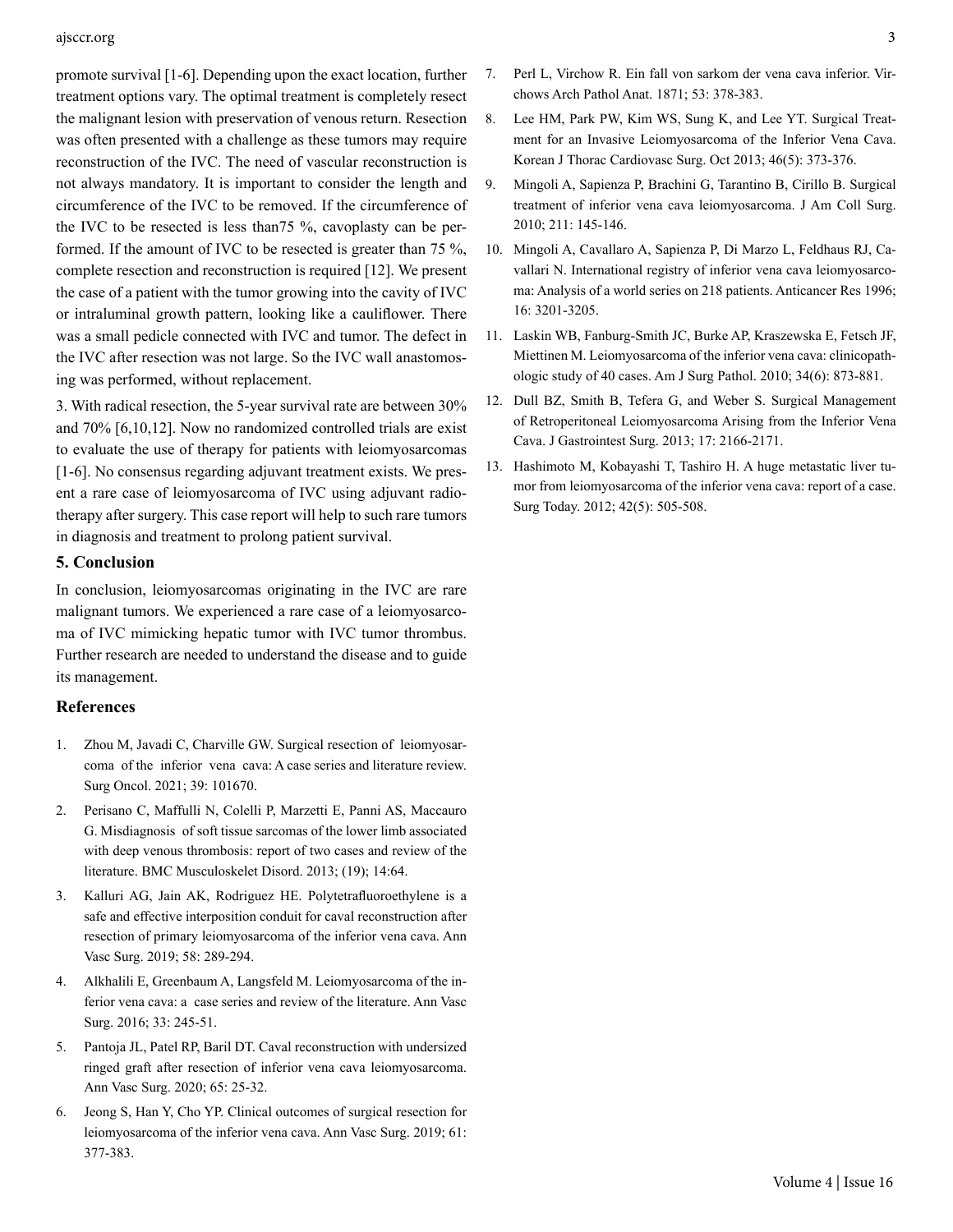promote survival [1-6]. Depending upon the exact location, further treatment options vary. The optimal treatment is completely resect the malignant lesion with preservation of venous return. Resection was often presented with a challenge as these tumors may require reconstruction of the IVC. The need of vascular reconstruction is not always mandatory. It is important to consider the length and circumference of the IVC to be removed. If the circumference of the IVC to be resected is less than75 %, cavoplasty can be performed. If the amount of IVC to be resected is greater than 75 %, complete resection and reconstruction is required [12]. We present the case of a patient with the tumor growing into the cavity of IVC or intraluminal growth pattern, looking like a cauliflower. There was a small pedicle connected with IVC and tumor. The defect in the IVC after resection was not large. So the IVC wall anastomosing was performed, without replacement.

3. With radical resection, the 5-year survival rate are between 30% and 70% [6,10,12]. Now no randomized controlled trials are exist to evaluate the use of therapy for patients with leiomyosarcomas [1-6]. No consensus regarding adjuvant treatment exists. We present a rare case of leiomyosarcoma of IVC using adjuvant radiotherapy after surgery. This case report will help to such rare tumors in diagnosis and treatment to prolong patient survival.

## 5. Conclusion

In conclusion, leiomyosarcomas originating in the IVC are rare malignant tumors. We experienced a rare case of a leiomyosarcoma of IVC mimicking hepatic tumor with IVC tumor thrombus. Further research are needed to understand the disease and to guide its management.

## References

1. Zhou M, Javadi C, Charville GW. Surgical resection of leiomyosarcoma of the inferior vena cava: A case series and literature review. Surg Oncol. 2021; 39: 101670.
2. Perisano C, Maffulli N, Colelli P, Marzetti E, Panni AS, Maccauro G. Misdiagnosis of soft tissue sarcomas of the lower limb associated with deep venous thrombosis: report of two cases and review of the literature. BMC Musculoskelet Disord. 2013; (19); 14:64.
3. Kalluri AG, Jain AK, Rodriguez HE. Polytetrafluoroethylene is a safe and effective interposition conduit for caval reconstruction after resection of primary leiomyosarcoma of the inferior vena cava. Ann Vasc Surg. 2019; 58: 289-294.
4. Alkhalili E, Greenbaum A, Langsfeld M. Leiomyosarcoma of the inferior vena cava: a case series and review of the literature. Ann Vasc Surg. 2016; 33: 245-51.
5. Pantoja JL, Patel RP, Baril DT. Caval reconstruction with undersized ringed graft after resection of inferior vena cava leiomyosarcoma. Ann Vasc Surg. 2020; 65: 25-32.
6. Jeong S, Han Y, Cho YP. Clinical outcomes of surgical resection for leiomyosarcoma of the inferior vena cava. Ann Vasc Surg. 2019; 61: 377-383.
7. Perl L, Virchow R. Ein fall von sarkom der vena cava inferior. Virchows Arch Pathol Anat. 1871; 53: 378-383.
8. Lee HM, Park PW, Kim WS, Sung K, and Lee YT. Surgical Treatment for an Invasive Leiomyosarcoma of the Inferior Vena Cava. Korean J Thorac Cardiovasc Surg. Oct 2013; 46(5): 373-376.
9. Mingoli A, Sapienza P, Brachini G, Tarantino B, Cirillo B. Surgical treatment of inferior vena cava leiomyosarcoma. J Am Coll Surg. 2010; 211: 145-146.
10. Mingoli A, Cavallaro A, Sapienza P, Di Marzo L, Feldhaus RJ, Cavallari N. International registry of inferior vena cava leiomyosarcoma: Analysis of a world series on 218 patients. Anticancer Res 1996; 16: 3201-3205.
11. Laskin WB, Fanburg-Smith JC, Burke AP, Kraszewska E, Fetsch JF, Miettinen M. Leiomyosarcoma of the inferior vena cava: clinicopathologic study of 40 cases. Am J Surg Pathol. 2010; 34(6): 873-881.
12. Dull BZ, Smith B, Tefera G, and Weber S. Surgical Management of Retroperitoneal Leiomyosarcoma Arising from the Inferior Vena Cava. J Gastrointest Surg. 2013; 17: 2166-2171.
13. Hashimoto M, Kobayashi T, Tashiro H. A huge metastatic liver tumor from leiomyosarcoma of the inferior vena cava: report of a case. Surg Today. 2012; 42(5): 505-508.